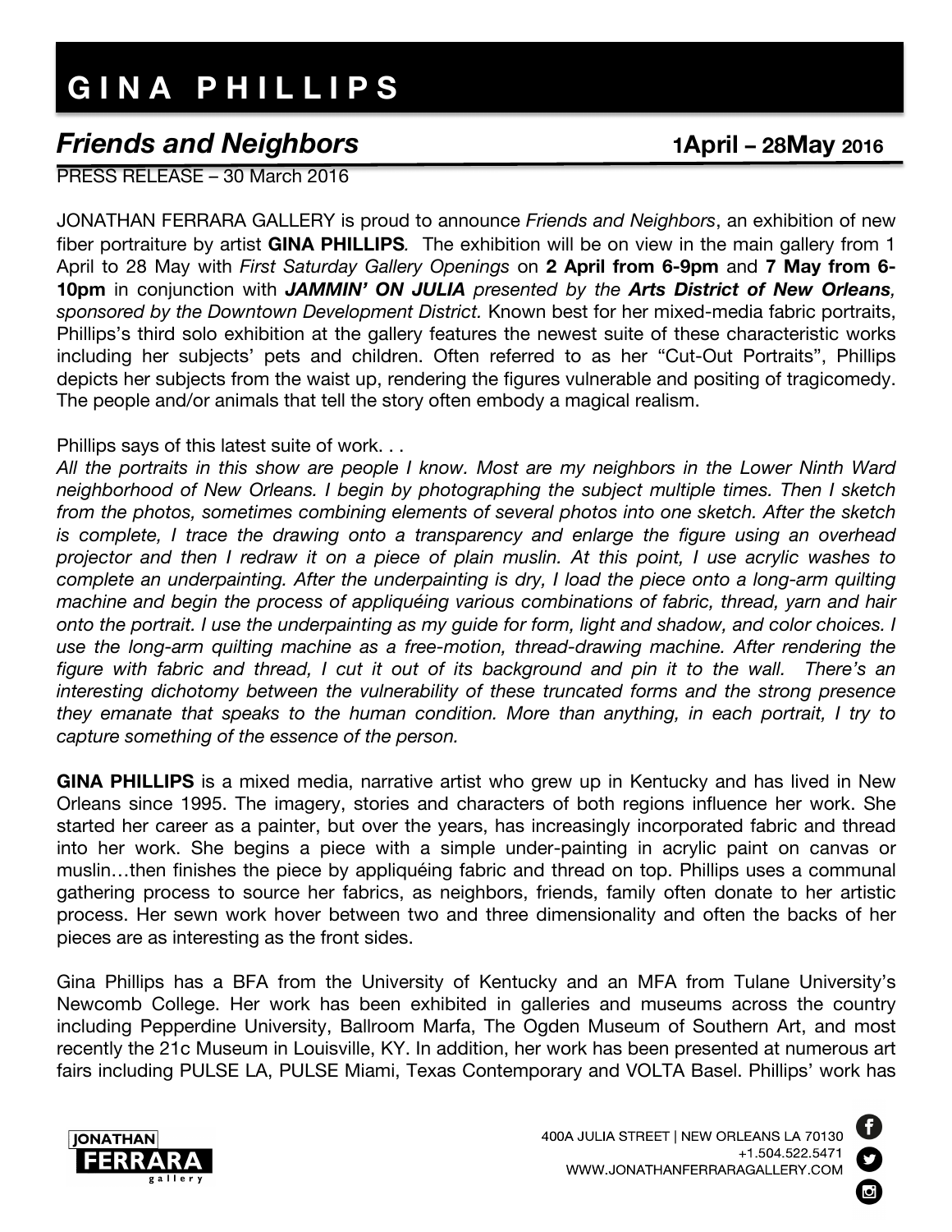# GINA PHILLIPS

## *Friends and Neighbors* 1April – 28May 2016

PRESS RELEASE – 30 March 2016

JONATHAN FERRARA GALLERY is proud to announce *Friends and Neighbors*, an exhibition of new fiber portraiture by artist **GINA PHILLIPS**. The exhibition will be on view in the main gallery from 1 April to 28 May with *First Saturday Gallery Openings* on **2 April from 6-9pm** and **7 May from 6-10pm** in conjunction with ***JAMMIN' ON JULIA*** *presented by the* ***Arts District of New Orleans****, sponsored by the Downtown Development District.* Known best for her mixed-media fabric portraits, Phillips's third solo exhibition at the gallery features the newest suite of these characteristic works including her subjects' pets and children. Often referred to as her "Cut-Out Portraits", Phillips depicts her subjects from the waist up, rendering the figures vulnerable and positing of tragicomedy. The people and/or animals that tell the story often embody a magical realism.

Phillips says of this latest suite of work. . .
*All the portraits in this show are people I know. Most are my neighbors in the Lower Ninth Ward neighborhood of New Orleans. I begin by photographing the subject multiple times. Then I sketch from the photos, sometimes combining elements of several photos into one sketch. After the sketch is complete, I trace the drawing onto a transparency and enlarge the figure using an overhead projector and then I redraw it on a piece of plain muslin. At this point, I use acrylic washes to complete an underpainting. After the underpainting is dry, I load the piece onto a long-arm quilting machine and begin the process of appliquéing various combinations of fabric, thread, yarn and hair onto the portrait. I use the underpainting as my guide for form, light and shadow, and color choices. I use the long-arm quilting machine as a free-motion, thread-drawing machine. After rendering the figure with fabric and thread, I cut it out of its background and pin it to the wall. There's an interesting dichotomy between the vulnerability of these truncated forms and the strong presence they emanate that speaks to the human condition. More than anything, in each portrait, I try to capture something of the essence of the person.*

**GINA PHILLIPS** is a mixed media, narrative artist who grew up in Kentucky and has lived in New Orleans since 1995. The imagery, stories and characters of both regions influence her work. She started her career as a painter, but over the years, has increasingly incorporated fabric and thread into her work. She begins a piece with a simple under-painting in acrylic paint on canvas or muslin…then finishes the piece by appliquéing fabric and thread on top. Phillips uses a communal gathering process to source her fabrics, as neighbors, friends, family often donate to her artistic process. Her sewn work hover between two and three dimensionality and often the backs of her pieces are as interesting as the front sides.

Gina Phillips has a BFA from the University of Kentucky and an MFA from Tulane University's Newcomb College. Her work has been exhibited in galleries and museums across the country including Pepperdine University, Ballroom Marfa, The Ogden Museum of Southern Art, and most recently the 21c Museum in Louisville, KY. In addition, her work has been presented at numerous art fairs including PULSE LA, PULSE Miami, Texas Contemporary and VOLTA Basel. Phillips' work has

JONATHAN FERRARA gallery

400A JULIA STREET | NEW ORLEANS LA 70130
+1.504.522.5471
WWW.JONATHANFERRARAGALLERY.COM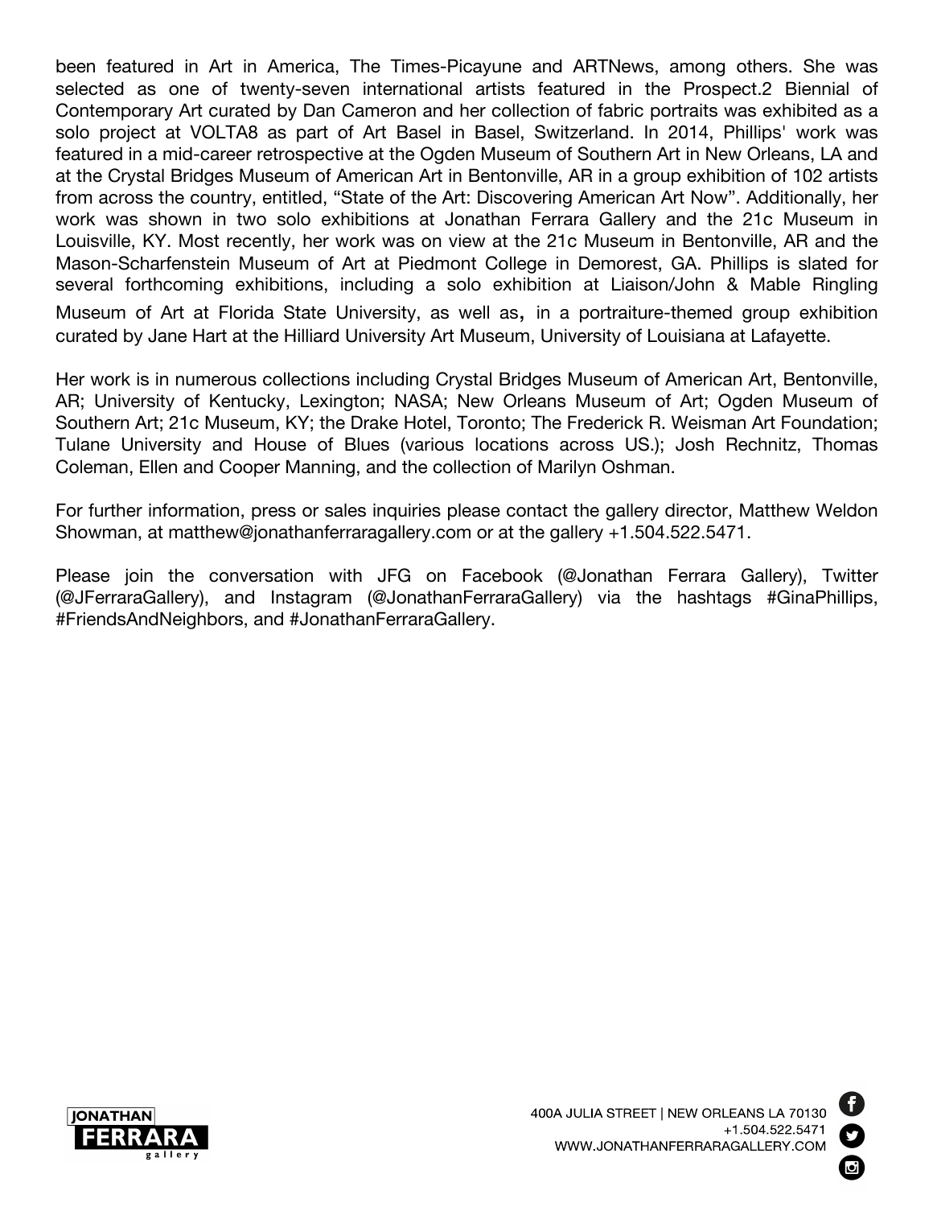been featured in Art in America, The Times-Picayune and ARTNews, among others. She was selected as one of twenty-seven international artists featured in the Prospect.2 Biennial of Contemporary Art curated by Dan Cameron and her collection of fabric portraits was exhibited as a solo project at VOLTA8 as part of Art Basel in Basel, Switzerland. In 2014, Phillips' work was featured in a mid-career retrospective at the Ogden Museum of Southern Art in New Orleans, LA and at the Crystal Bridges Museum of American Art in Bentonville, AR in a group exhibition of 102 artists from across the country, entitled, "State of the Art: Discovering American Art Now". Additionally, her work was shown in two solo exhibitions at Jonathan Ferrara Gallery and the 21c Museum in Louisville, KY. Most recently, her work was on view at the 21c Museum in Bentonville, AR and the Mason-Scharfenstein Museum of Art at Piedmont College in Demorest, GA. Phillips is slated for several forthcoming exhibitions, including a solo exhibition at Liaison/John & Mable Ringling Museum of Art at Florida State University, as well as, in a portraiture-themed group exhibition curated by Jane Hart at the Hilliard University Art Museum, University of Louisiana at Lafayette.

Her work is in numerous collections including Crystal Bridges Museum of American Art, Bentonville, AR; University of Kentucky, Lexington; NASA; New Orleans Museum of Art; Ogden Museum of Southern Art; 21c Museum, KY; the Drake Hotel, Toronto; The Frederick R. Weisman Art Foundation; Tulane University and House of Blues (various locations across US.); Josh Rechnitz, Thomas Coleman, Ellen and Cooper Manning, and the collection of Marilyn Oshman.

For further information, press or sales inquiries please contact the gallery director, Matthew Weldon Showman, at matthew@jonathanferraragallery.com or at the gallery +1.504.522.5471.

Please join the conversation with JFG on Facebook (@Jonathan Ferrara Gallery), Twitter (@JFerraraGallery), and Instagram (@JonathanFerraraGallery) via the hashtags #GinaPhillips, #FriendsAndNeighbors, and #JonathanFerraraGallery.